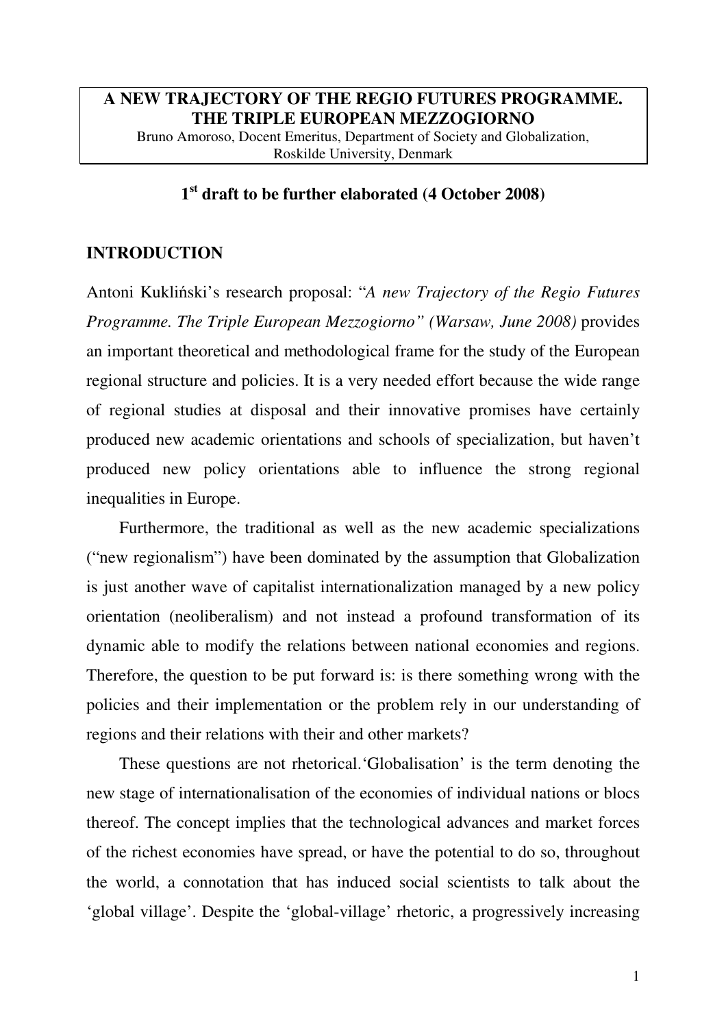# A NEW TRAJECTORY OF THE REGIO FUTURES PROGRAMME. THE TRIPLE EUROPEAN MEZZOGIORNO

Bruno Amoroso, Docent Emeritus, Department of Society and Globalization, Roskilde University, Denmark

**1st draft to be further elaborated (4 October 2008)**

## INTRODUCTION

Antoni Kukliński's research proposal: "*A new Trajectory of the Regio Futures Programme. The Triple European Mezzogiorno" (Warsaw, June 2008)* provides an important theoretical and methodological frame for the study of the European regional structure and policies. It is a very needed effort because the wide range of regional studies at disposal and their innovative promises have certainly produced new academic orientations and schools of specialization, but haven't produced new policy orientations able to influence the strong regional inequalities in Europe.

Furthermore, the traditional as well as the new academic specializations ("new regionalism") have been dominated by the assumption that Globalization is just another wave of capitalist internationalization managed by a new policy orientation (neoliberalism) and not instead a profound transformation of its dynamic able to modify the relations between national economies and regions. Therefore, the question to be put forward is: is there something wrong with the policies and their implementation or the problem rely in our understanding of regions and their relations with their and other markets?

These questions are not rhetorical.'Globalisation' is the term denoting the new stage of internationalisation of the economies of individual nations or blocs thereof. The concept implies that the technological advances and market forces of the richest economies have spread, or have the potential to do so, throughout the world, a connotation that has induced social scientists to talk about the 'global village'. Despite the 'global-village' rhetoric, a progressively increasing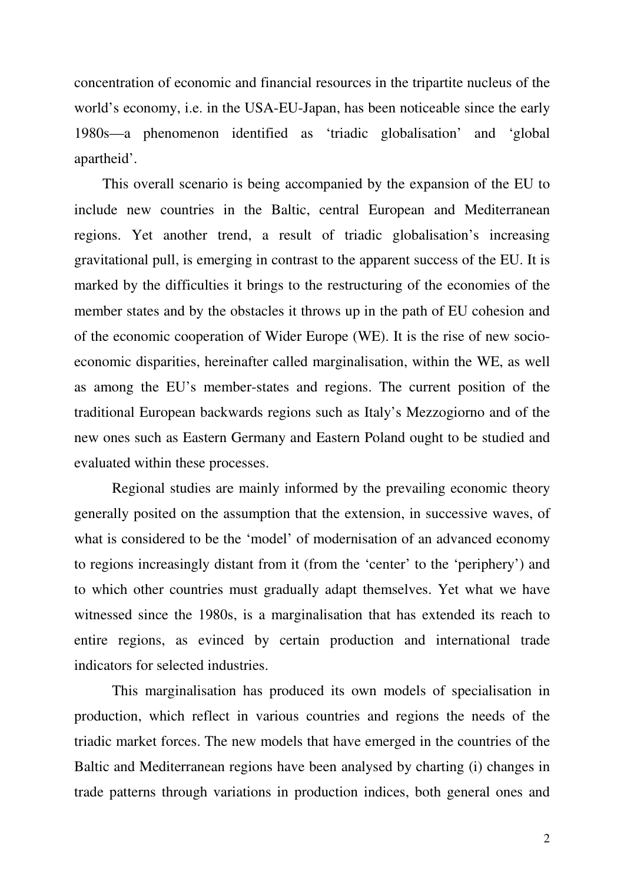concentration of economic and financial resources in the tripartite nucleus of the world's economy, i.e. in the USA-EU-Japan, has been noticeable since the early 1980s—a phenomenon identified as 'triadic globalisation' and 'global apartheid'.

This overall scenario is being accompanied by the expansion of the EU to include new countries in the Baltic, central European and Mediterranean regions. Yet another trend, a result of triadic globalisation's increasing gravitational pull, is emerging in contrast to the apparent success of the EU. It is marked by the difficulties it brings to the restructuring of the economies of the member states and by the obstacles it throws up in the path of EU cohesion and of the economic cooperation of Wider Europe (WE). It is the rise of new socio-economic disparities, hereinafter called marginalisation, within the WE, as well as among the EU's member-states and regions. The current position of the traditional European backwards regions such as Italy's Mezzogiorno and of the new ones such as Eastern Germany and Eastern Poland ought to be studied and evaluated within these processes.

Regional studies are mainly informed by the prevailing economic theory generally posited on the assumption that the extension, in successive waves, of what is considered to be the 'model' of modernisation of an advanced economy to regions increasingly distant from it (from the 'center' to the 'periphery') and to which other countries must gradually adapt themselves. Yet what we have witnessed since the 1980s, is a marginalisation that has extended its reach to entire regions, as evinced by certain production and international trade indicators for selected industries.

This marginalisation has produced its own models of specialisation in production, which reflect in various countries and regions the needs of the triadic market forces. The new models that have emerged in the countries of the Baltic and Mediterranean regions have been analysed by charting (i) changes in trade patterns through variations in production indices, both general ones and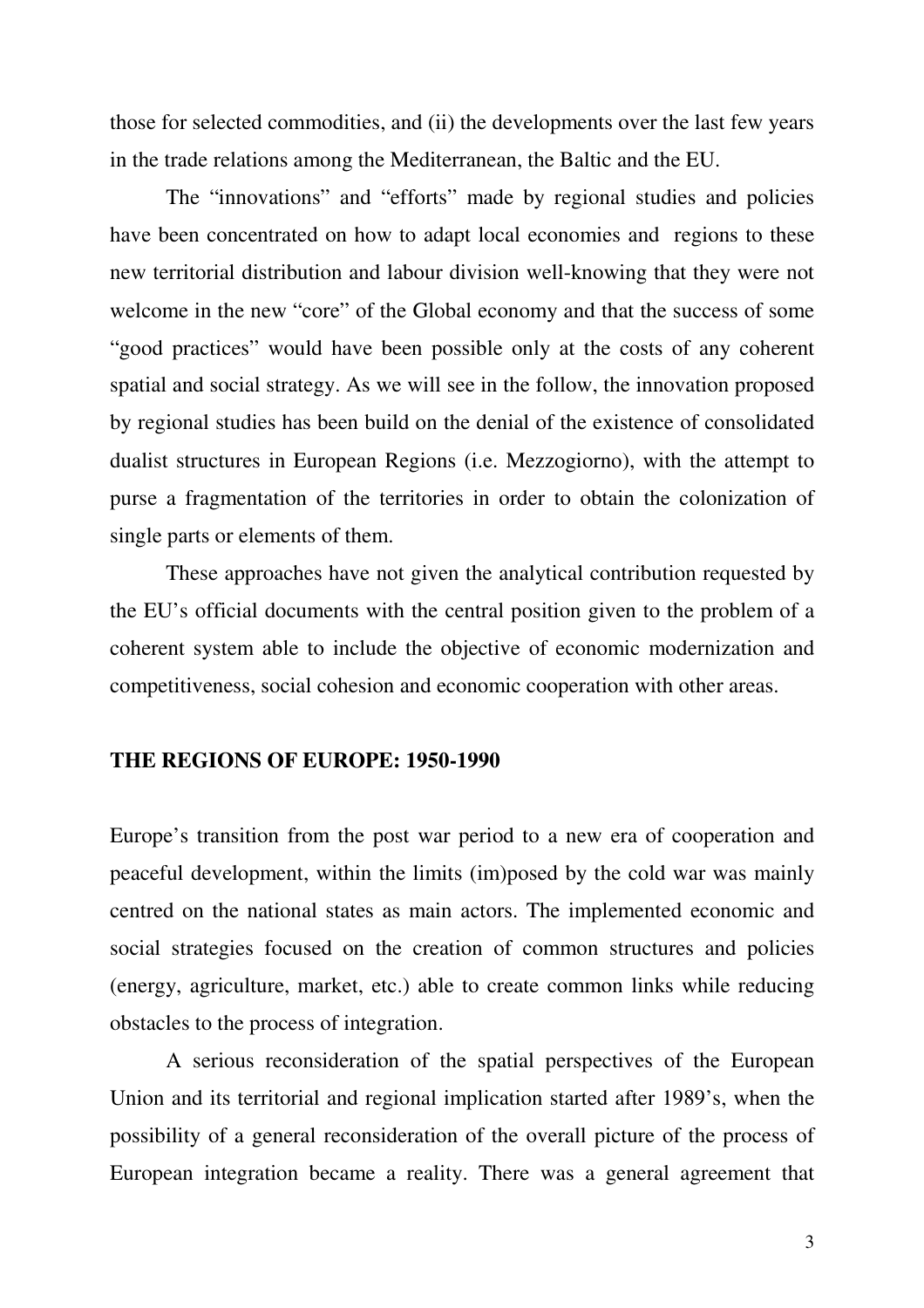those for selected commodities, and (ii) the developments over the last few years in the trade relations among the Mediterranean, the Baltic and the EU.

The "innovations" and "efforts" made by regional studies and policies have been concentrated on how to adapt local economies and regions to these new territorial distribution and labour division well-knowing that they were not welcome in the new "core" of the Global economy and that the success of some "good practices" would have been possible only at the costs of any coherent spatial and social strategy. As we will see in the follow, the innovation proposed by regional studies has been build on the denial of the existence of consolidated dualist structures in European Regions (i.e. Mezzogiorno), with the attempt to purse a fragmentation of the territories in order to obtain the colonization of single parts or elements of them.

These approaches have not given the analytical contribution requested by the EU's official documents with the central position given to the problem of a coherent system able to include the objective of economic modernization and competitiveness, social cohesion and economic cooperation with other areas.

## THE REGIONS OF EUROPE: 1950-1990

Europe's transition from the post war period to a new era of cooperation and peaceful development, within the limits (im)posed by the cold war was mainly centred on the national states as main actors. The implemented economic and social strategies focused on the creation of common structures and policies (energy, agriculture, market, etc.) able to create common links while reducing obstacles to the process of integration.

A serious reconsideration of the spatial perspectives of the European Union and its territorial and regional implication started after 1989's, when the possibility of a general reconsideration of the overall picture of the process of European integration became a reality. There was a general agreement that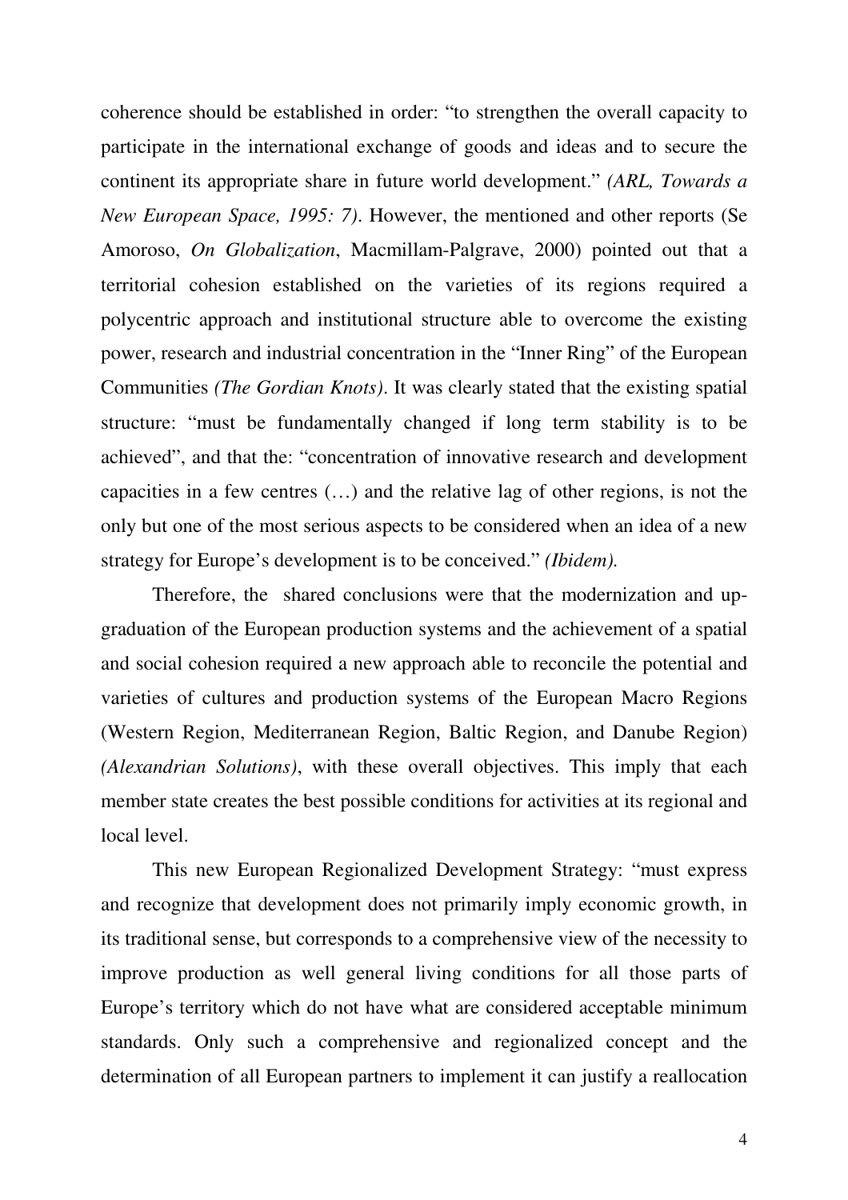coherence should be established in order: "to strengthen the overall capacity to participate in the international exchange of goods and ideas and to secure the continent its appropriate share in future world development." *(ARL, Towards a New European Space, 1995: 7)*. However, the mentioned and other reports (Se Amoroso, *On Globalization*, Macmillam-Palgrave, 2000) pointed out that a territorial cohesion established on the varieties of its regions required a polycentric approach and institutional structure able to overcome the existing power, research and industrial concentration in the "Inner Ring" of the European Communities *(The Gordian Knots)*. It was clearly stated that the existing spatial structure: "must be fundamentally changed if long term stability is to be achieved", and that the: "concentration of innovative research and development capacities in a few centres (…) and the relative lag of other regions, is not the only but one of the most serious aspects to be considered when an idea of a new strategy for Europe's development is to be conceived." *(Ibidem).*

Therefore, the shared conclusions were that the modernization and up-graduation of the European production systems and the achievement of a spatial and social cohesion required a new approach able to reconcile the potential and varieties of cultures and production systems of the European Macro Regions (Western Region, Mediterranean Region, Baltic Region, and Danube Region) *(Alexandrian Solutions)*, with these overall objectives. This imply that each member state creates the best possible conditions for activities at its regional and local level.

This new European Regionalized Development Strategy: "must express and recognize that development does not primarily imply economic growth, in its traditional sense, but corresponds to a comprehensive view of the necessity to improve production as well general living conditions for all those parts of Europe's territory which do not have what are considered acceptable minimum standards. Only such a comprehensive and regionalized concept and the determination of all European partners to implement it can justify a reallocation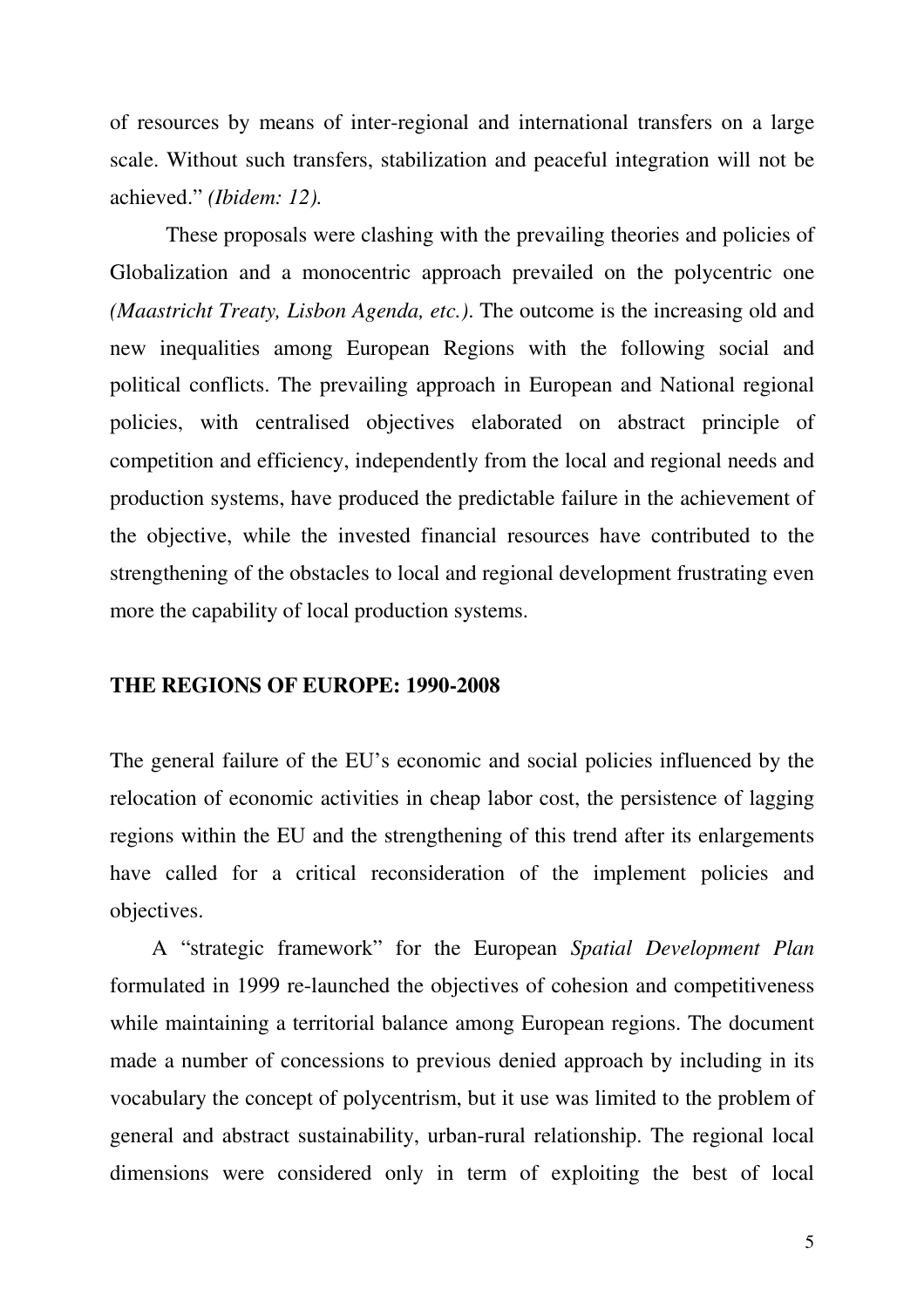of resources by means of inter-regional and international transfers on a large scale. Without such transfers, stabilization and peaceful integration will not be achieved." *(Ibidem: 12).*

These proposals were clashing with the prevailing theories and policies of Globalization and a monocentric approach prevailed on the polycentric one *(Maastricht Treaty, Lisbon Agenda, etc.)*. The outcome is the increasing old and new inequalities among European Regions with the following social and political conflicts. The prevailing approach in European and National regional policies, with centralised objectives elaborated on abstract principle of competition and efficiency, independently from the local and regional needs and production systems, have produced the predictable failure in the achievement of the objective, while the invested financial resources have contributed to the strengthening of the obstacles to local and regional development frustrating even more the capability of local production systems.

## THE REGIONS OF EUROPE: 1990-2008

The general failure of the EU's economic and social policies influenced by the relocation of economic activities in cheap labor cost, the persistence of lagging regions within the EU and the strengthening of this trend after its enlargements have called for a critical reconsideration of the implement policies and objectives.

A "strategic framework" for the European *Spatial Development Plan* formulated in 1999 re-launched the objectives of cohesion and competitiveness while maintaining a territorial balance among European regions. The document made a number of concessions to previous denied approach by including in its vocabulary the concept of polycentrism, but it use was limited to the problem of general and abstract sustainability, urban-rural relationship. The regional local dimensions were considered only in term of exploiting the best of local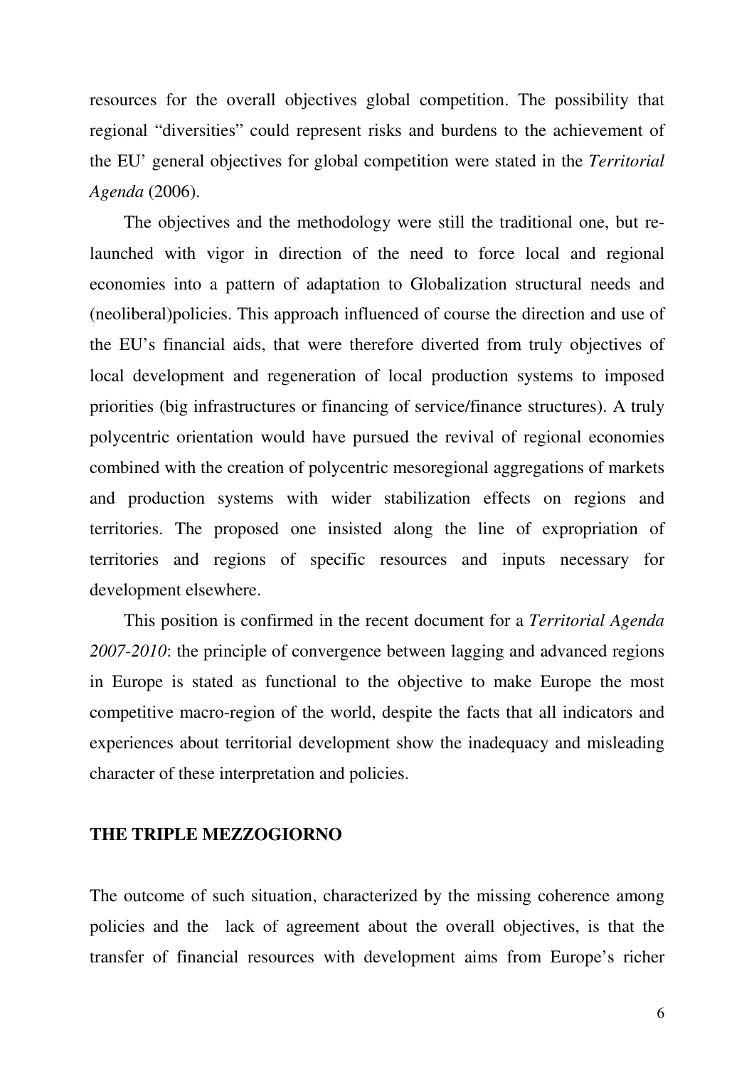resources for the overall objectives global competition. The possibility that regional "diversities" could represent risks and burdens to the achievement of the EU' general objectives for global competition were stated in the *Territorial Agenda* (2006).

The objectives and the methodology were still the traditional one, but re-launched with vigor in direction of the need to force local and regional economies into a pattern of adaptation to Globalization structural needs and (neoliberal)policies. This approach influenced of course the direction and use of the EU's financial aids, that were therefore diverted from truly objectives of local development and regeneration of local production systems to imposed priorities (big infrastructures or financing of service/finance structures). A truly polycentric orientation would have pursued the revival of regional economies combined with the creation of polycentric mesoregional aggregations of markets and production systems with wider stabilization effects on regions and territories. The proposed one insisted along the line of expropriation of territories and regions of specific resources and inputs necessary for development elsewhere.

This position is confirmed in the recent document for a *Territorial Agenda 2007-2010*: the principle of convergence between lagging and advanced regions in Europe is stated as functional to the objective to make Europe the most competitive macro-region of the world, despite the facts that all indicators and experiences about territorial development show the inadequacy and misleading character of these interpretation and policies.

## THE TRIPLE MEZZOGIORNO

The outcome of such situation, characterized by the missing coherence among policies and the lack of agreement about the overall objectives, is that the transfer of financial resources with development aims from Europe's richer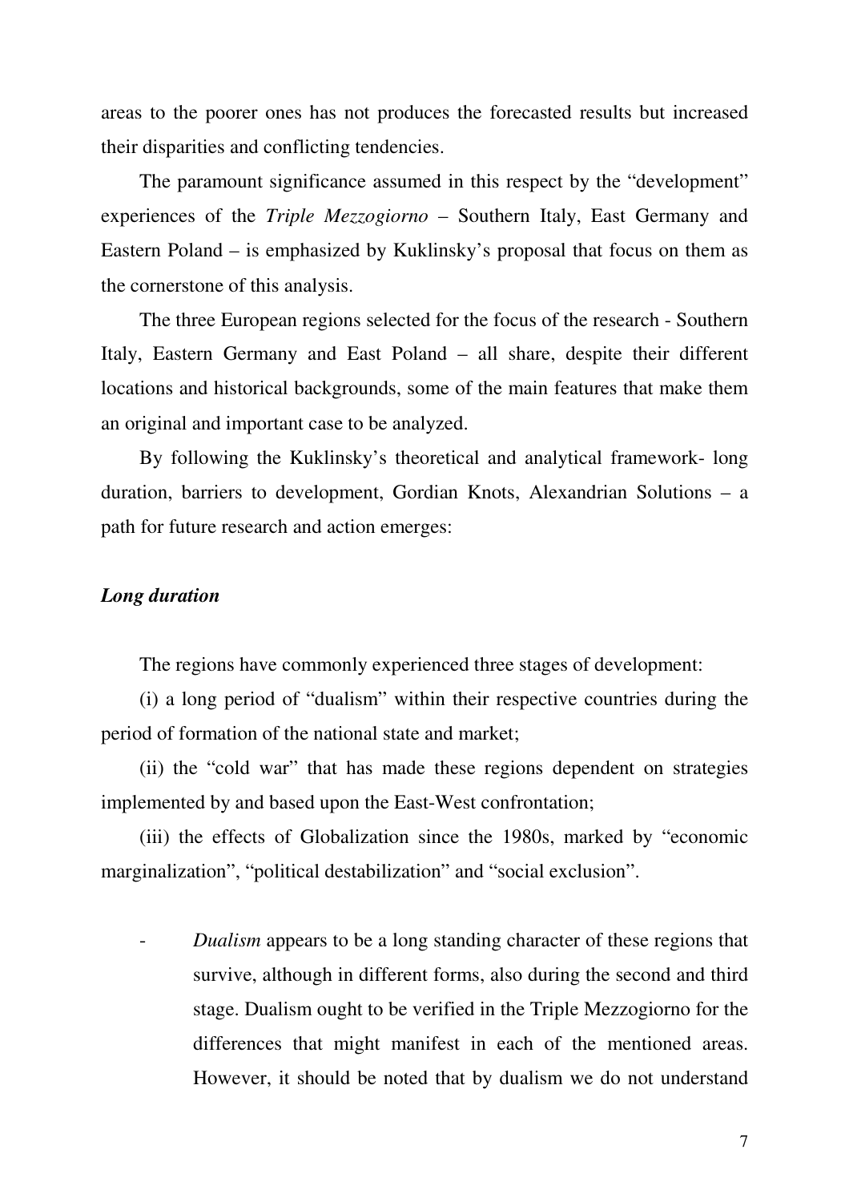areas to the poorer ones has not produces the forecasted results but increased their disparities and conflicting tendencies.

The paramount significance assumed in this respect by the "development" experiences of the *Triple Mezzogiorno* – Southern Italy, East Germany and Eastern Poland – is emphasized by Kuklinsky's proposal that focus on them as the cornerstone of this analysis.

The three European regions selected for the focus of the research - Southern Italy, Eastern Germany and East Poland – all share, despite their different locations and historical backgrounds, some of the main features that make them an original and important case to be analyzed.

By following the Kuklinsky's theoretical and analytical framework- long duration, barriers to development, Gordian Knots, Alexandrian Solutions – a path for future research and action emerges:

***Long duration***

The regions have commonly experienced three stages of development:

(i) a long period of "dualism" within their respective countries during the period of formation of the national state and market;

(ii) the "cold war" that has made these regions dependent on strategies implemented by and based upon the East-West confrontation;

(iii) the effects of Globalization since the 1980s, marked by "economic marginalization", "political destabilization" and "social exclusion".

- *Dualism* appears to be a long standing character of these regions that survive, although in different forms, also during the second and third stage. Dualism ought to be verified in the Triple Mezzogiorno for the differences that might manifest in each of the mentioned areas. However, it should be noted that by dualism we do not understand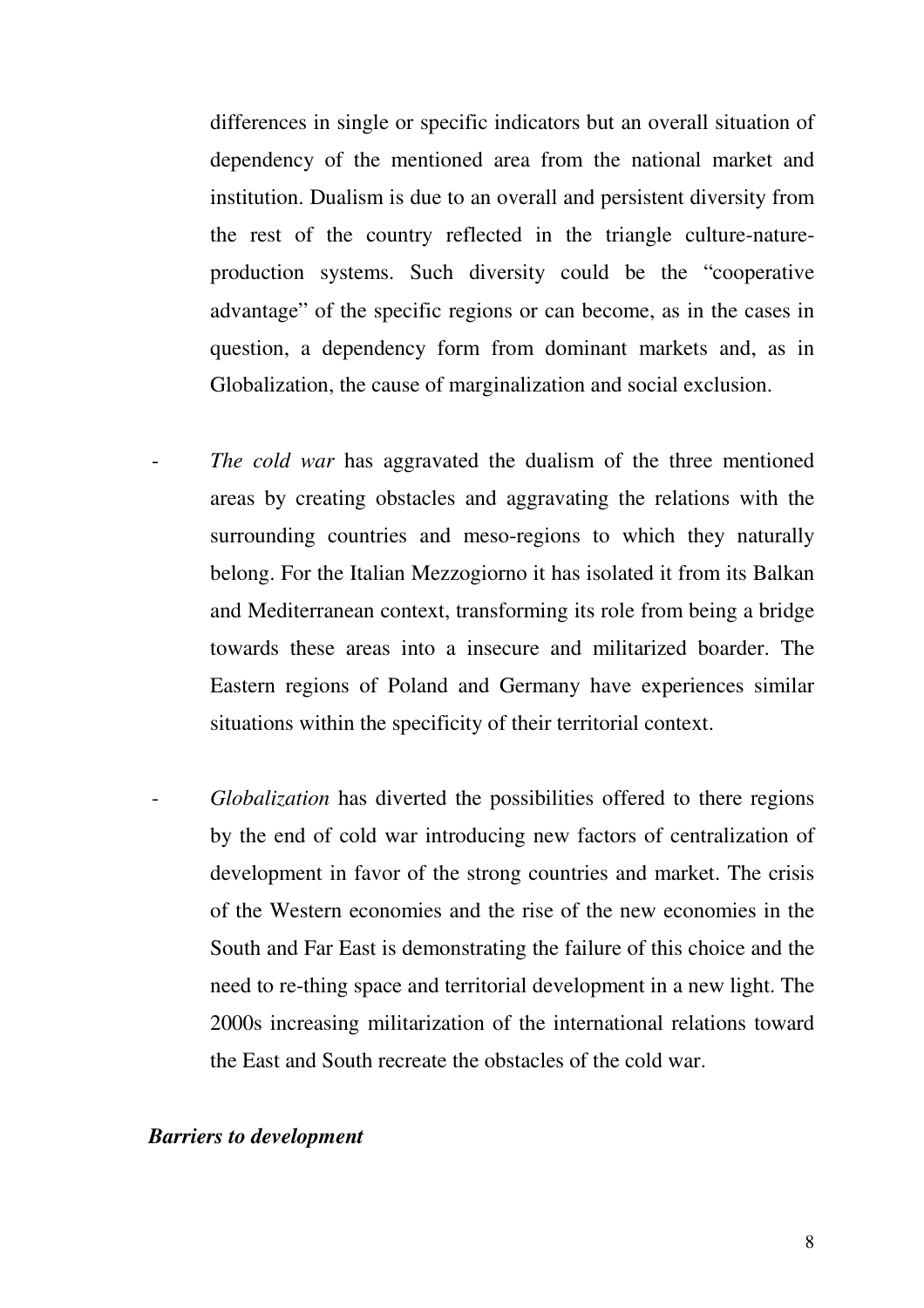differences in single or specific indicators but an overall situation of dependency of the mentioned area from the national market and institution. Dualism is due to an overall and persistent diversity from the rest of the country reflected in the triangle culture-nature-production systems. Such diversity could be the "cooperative advantage" of the specific regions or can become, as in the cases in question, a dependency form from dominant markets and, as in Globalization, the cause of marginalization and social exclusion.

- *The cold war* has aggravated the dualism of the three mentioned areas by creating obstacles and aggravating the relations with the surrounding countries and meso-regions to which they naturally belong. For the Italian Mezzogiorno it has isolated it from its Balkan and Mediterranean context, transforming its role from being a bridge towards these areas into a insecure and militarized boarder. The Eastern regions of Poland and Germany have experiences similar situations within the specificity of their territorial context.

- *Globalization* has diverted the possibilities offered to there regions by the end of cold war introducing new factors of centralization of development in favor of the strong countries and market. The crisis of the Western economies and the rise of the new economies in the South and Far East is demonstrating the failure of this choice and the need to re-thing space and territorial development in a new light. The 2000s increasing militarization of the international relations toward the East and South recreate the obstacles of the cold war.

***Barriers to development***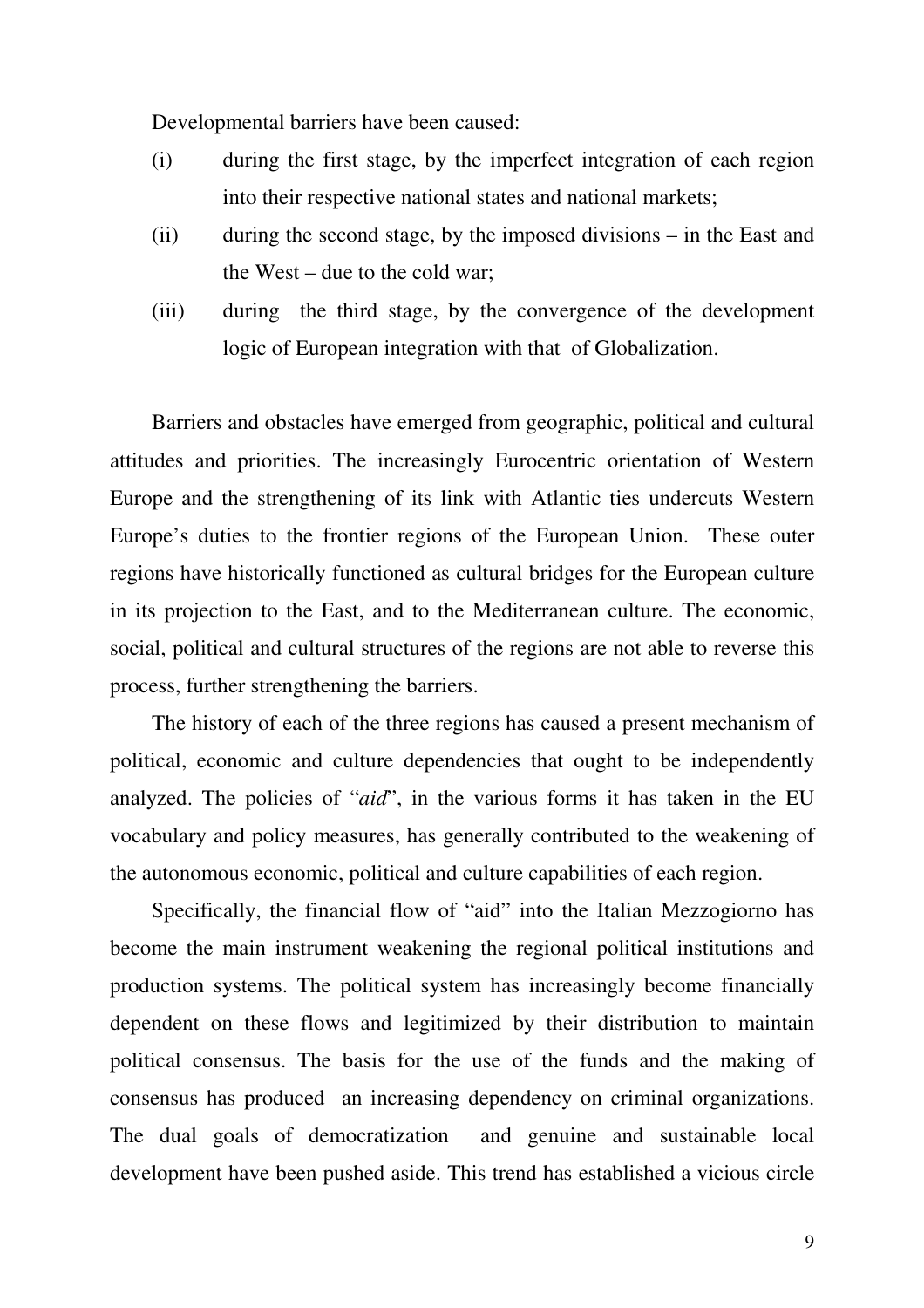Developmental barriers have been caused:

(i) during the first stage, by the imperfect integration of each region into their respective national states and national markets;

(ii) during the second stage, by the imposed divisions – in the East and the West – due to the cold war;

(iii) during the third stage, by the convergence of the development logic of European integration with that of Globalization.

Barriers and obstacles have emerged from geographic, political and cultural attitudes and priorities. The increasingly Eurocentric orientation of Western Europe and the strengthening of its link with Atlantic ties undercuts Western Europe's duties to the frontier regions of the European Union. These outer regions have historically functioned as cultural bridges for the European culture in its projection to the East, and to the Mediterranean culture. The economic, social, political and cultural structures of the regions are not able to reverse this process, further strengthening the barriers.

The history of each of the three regions has caused a present mechanism of political, economic and culture dependencies that ought to be independently analyzed. The policies of "*aid*", in the various forms it has taken in the EU vocabulary and policy measures, has generally contributed to the weakening of the autonomous economic, political and culture capabilities of each region.

Specifically, the financial flow of "aid" into the Italian Mezzogiorno has become the main instrument weakening the regional political institutions and production systems. The political system has increasingly become financially dependent on these flows and legitimized by their distribution to maintain political consensus. The basis for the use of the funds and the making of consensus has produced an increasing dependency on criminal organizations. The dual goals of democratization and genuine and sustainable local development have been pushed aside. This trend has established a vicious circle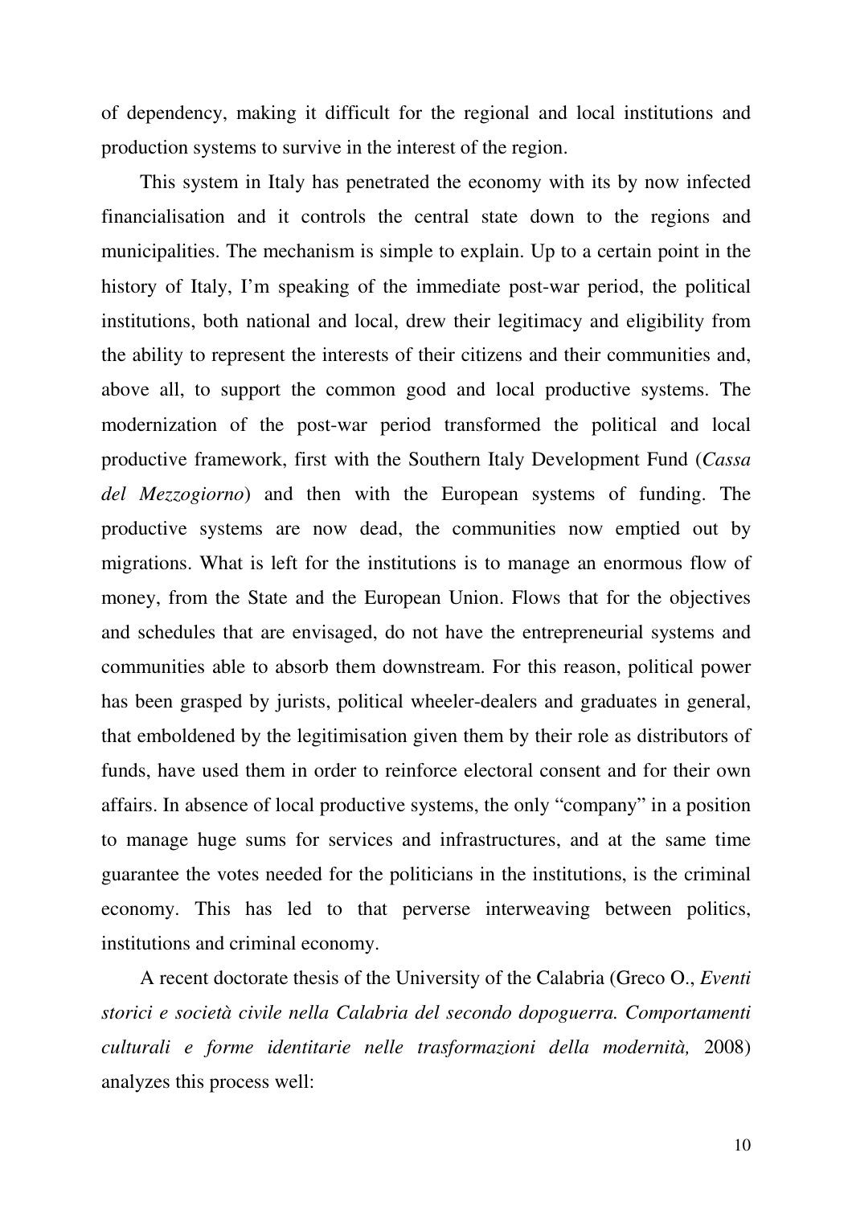of dependency, making it difficult for the regional and local institutions and production systems to survive in the interest of the region.

This system in Italy has penetrated the economy with its by now infected financialisation and it controls the central state down to the regions and municipalities. The mechanism is simple to explain. Up to a certain point in the history of Italy, I'm speaking of the immediate post-war period, the political institutions, both national and local, drew their legitimacy and eligibility from the ability to represent the interests of their citizens and their communities and, above all, to support the common good and local productive systems. The modernization of the post-war period transformed the political and local productive framework, first with the Southern Italy Development Fund (*Cassa del Mezzogiorno*) and then with the European systems of funding. The productive systems are now dead, the communities now emptied out by migrations. What is left for the institutions is to manage an enormous flow of money, from the State and the European Union. Flows that for the objectives and schedules that are envisaged, do not have the entrepreneurial systems and communities able to absorb them downstream. For this reason, political power has been grasped by jurists, political wheeler-dealers and graduates in general, that emboldened by the legitimisation given them by their role as distributors of funds, have used them in order to reinforce electoral consent and for their own affairs. In absence of local productive systems, the only "company" in a position to manage huge sums for services and infrastructures, and at the same time guarantee the votes needed for the politicians in the institutions, is the criminal economy. This has led to that perverse interweaving between politics, institutions and criminal economy.

A recent doctorate thesis of the University of the Calabria (Greco O., *Eventi storici e società civile nella Calabria del secondo dopoguerra. Comportamenti culturali e forme identitarie nelle trasformazioni della modernità,* 2008) analyzes this process well: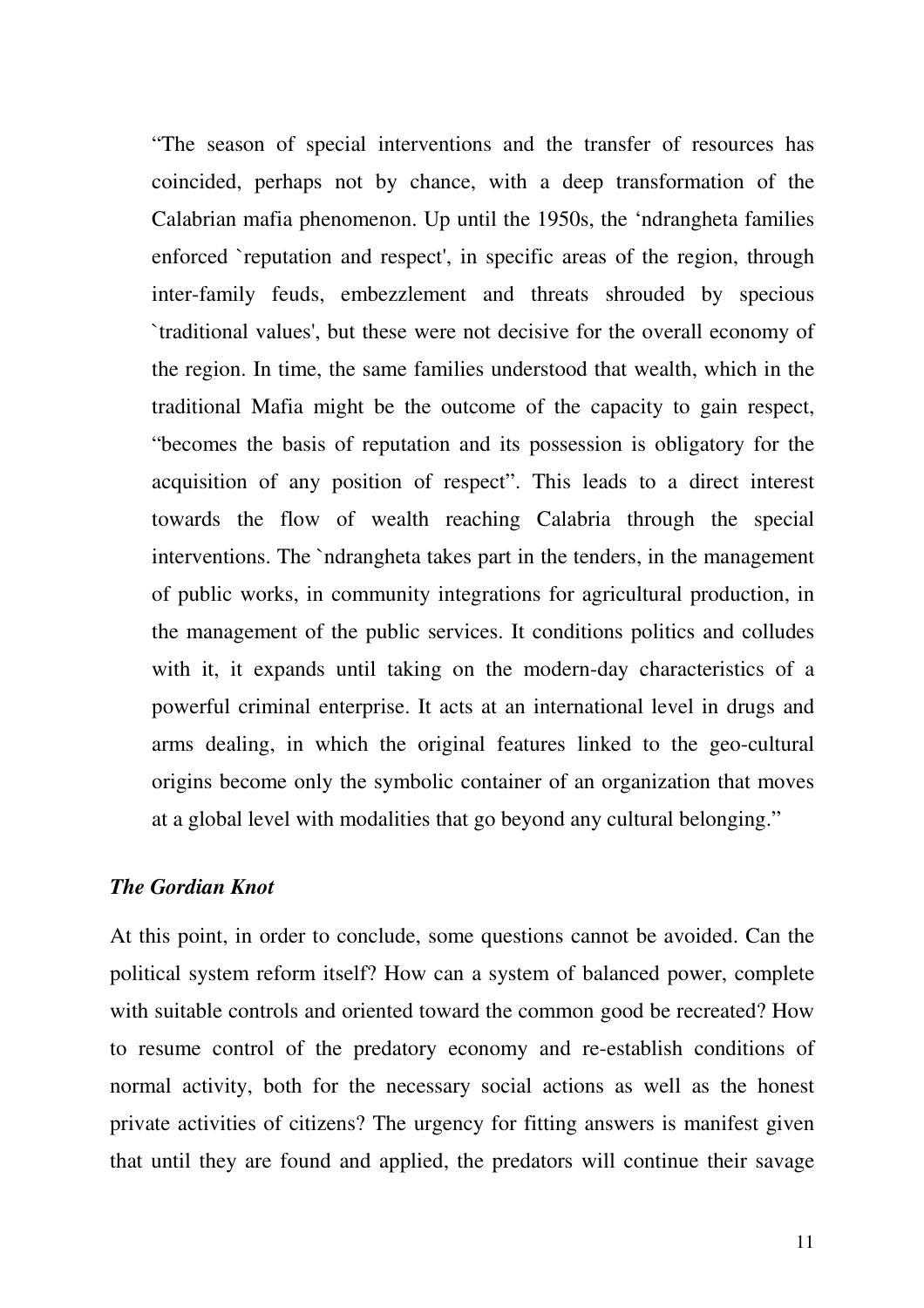> “The season of special interventions and the transfer of resources has coincided, perhaps not by chance, with a deep transformation of the Calabrian mafia phenomenon. Up until the 1950s, the ‘ndrangheta families enforced `reputation and respect', in specific areas of the region, through inter-family feuds, embezzlement and threats shrouded by specious `traditional values', but these were not decisive for the overall economy of the region. In time, the same families understood that wealth, which in the traditional Mafia might be the outcome of the capacity to gain respect, “becomes the basis of reputation and its possession is obligatory for the acquisition of any position of respect”. This leads to a direct interest towards the flow of wealth reaching Calabria through the special interventions. The `ndrangheta takes part in the tenders, in the management of public works, in community integrations for agricultural production, in the management of the public services. It conditions politics and colludes with it, it expands until taking on the modern-day characteristics of a powerful criminal enterprise. It acts at an international level in drugs and arms dealing, in which the original features linked to the geo-cultural origins become only the symbolic container of an organization that moves at a global level with modalities that go beyond any cultural belonging.”

***The Gordian Knot***

At this point, in order to conclude, some questions cannot be avoided. Can the political system reform itself? How can a system of balanced power, complete with suitable controls and oriented toward the common good be recreated? How to resume control of the predatory economy and re-establish conditions of normal activity, both for the necessary social actions as well as the honest private activities of citizens? The urgency for fitting answers is manifest given that until they are found and applied, the predators will continue their savage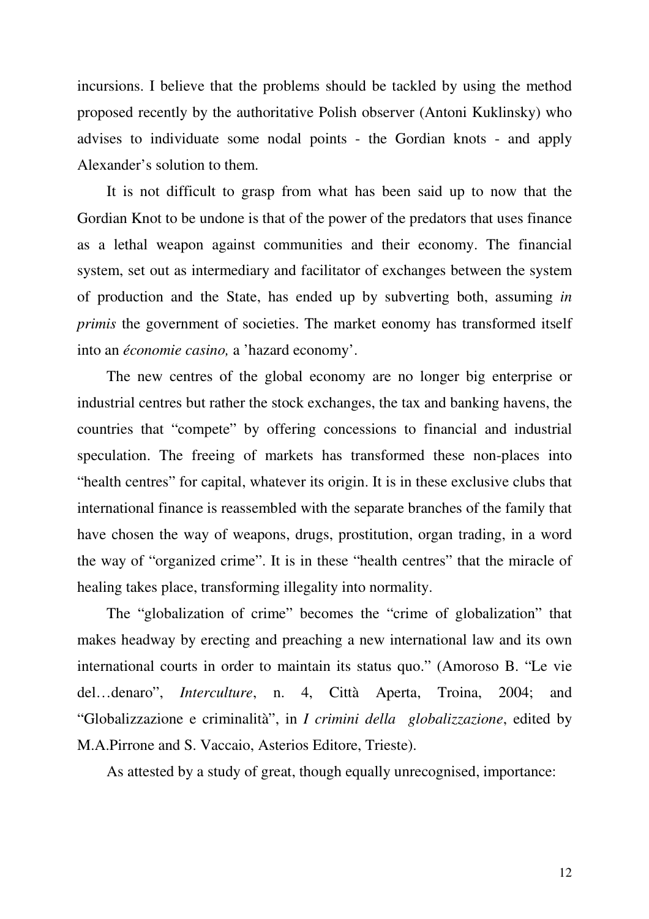incursions. I believe that the problems should be tackled by using the method proposed recently by the authoritative Polish observer (Antoni Kuklinsky) who advises to individuate some nodal points - the Gordian knots - and apply Alexander's solution to them.

It is not difficult to grasp from what has been said up to now that the Gordian Knot to be undone is that of the power of the predators that uses finance as a lethal weapon against communities and their economy. The financial system, set out as intermediary and facilitator of exchanges between the system of production and the State, has ended up by subverting both, assuming *in primis* the government of societies. The market eonomy has transformed itself into an *économie casino,* a 'hazard economy'.

The new centres of the global economy are no longer big enterprise or industrial centres but rather the stock exchanges, the tax and banking havens, the countries that "compete" by offering concessions to financial and industrial speculation. The freeing of markets has transformed these non-places into "health centres" for capital, whatever its origin. It is in these exclusive clubs that international finance is reassembled with the separate branches of the family that have chosen the way of weapons, drugs, prostitution, organ trading, in a word the way of "organized crime". It is in these "health centres" that the miracle of healing takes place, transforming illegality into normality.

The "globalization of crime" becomes the "crime of globalization" that makes headway by erecting and preaching a new international law and its own international courts in order to maintain its status quo." (Amoroso B. "Le vie del…denaro", *Interculture*, n. 4, Città Aperta, Troina, 2004; and "Globalizzazione e criminalità", in *I crimini della globalizzazione*, edited by M.A.Pirrone and S. Vaccaio, Asterios Editore, Trieste).

As attested by a study of great, though equally unrecognised, importance: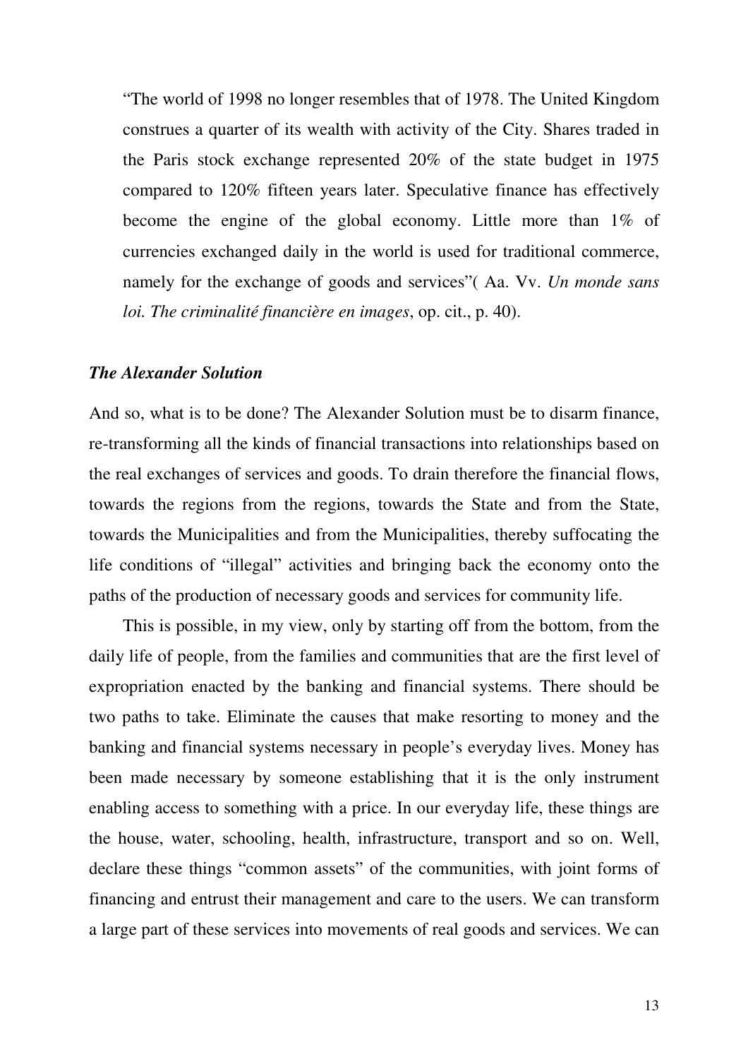"The world of 1998 no longer resembles that of 1978. The United Kingdom construes a quarter of its wealth with activity of the City. Shares traded in the Paris stock exchange represented 20% of the state budget in 1975 compared to 120% fifteen years later. Speculative finance has effectively become the engine of the global economy. Little more than 1% of currencies exchanged daily in the world is used for traditional commerce, namely for the exchange of goods and services"( Aa. Vv. *Un monde sans loi. The criminalité financière en images*, op. cit., p. 40).

### *The Alexander Solution*

And so, what is to be done? The Alexander Solution must be to disarm finance, re-transforming all the kinds of financial transactions into relationships based on the real exchanges of services and goods. To drain therefore the financial flows, towards the regions from the regions, towards the State and from the State, towards the Municipalities and from the Municipalities, thereby suffocating the life conditions of "illegal" activities and bringing back the economy onto the paths of the production of necessary goods and services for community life.

This is possible, in my view, only by starting off from the bottom, from the daily life of people, from the families and communities that are the first level of expropriation enacted by the banking and financial systems. There should be two paths to take. Eliminate the causes that make resorting to money and the banking and financial systems necessary in people's everyday lives. Money has been made necessary by someone establishing that it is the only instrument enabling access to something with a price. In our everyday life, these things are the house, water, schooling, health, infrastructure, transport and so on. Well, declare these things "common assets" of the communities, with joint forms of financing and entrust their management and care to the users. We can transform a large part of these services into movements of real goods and services. We can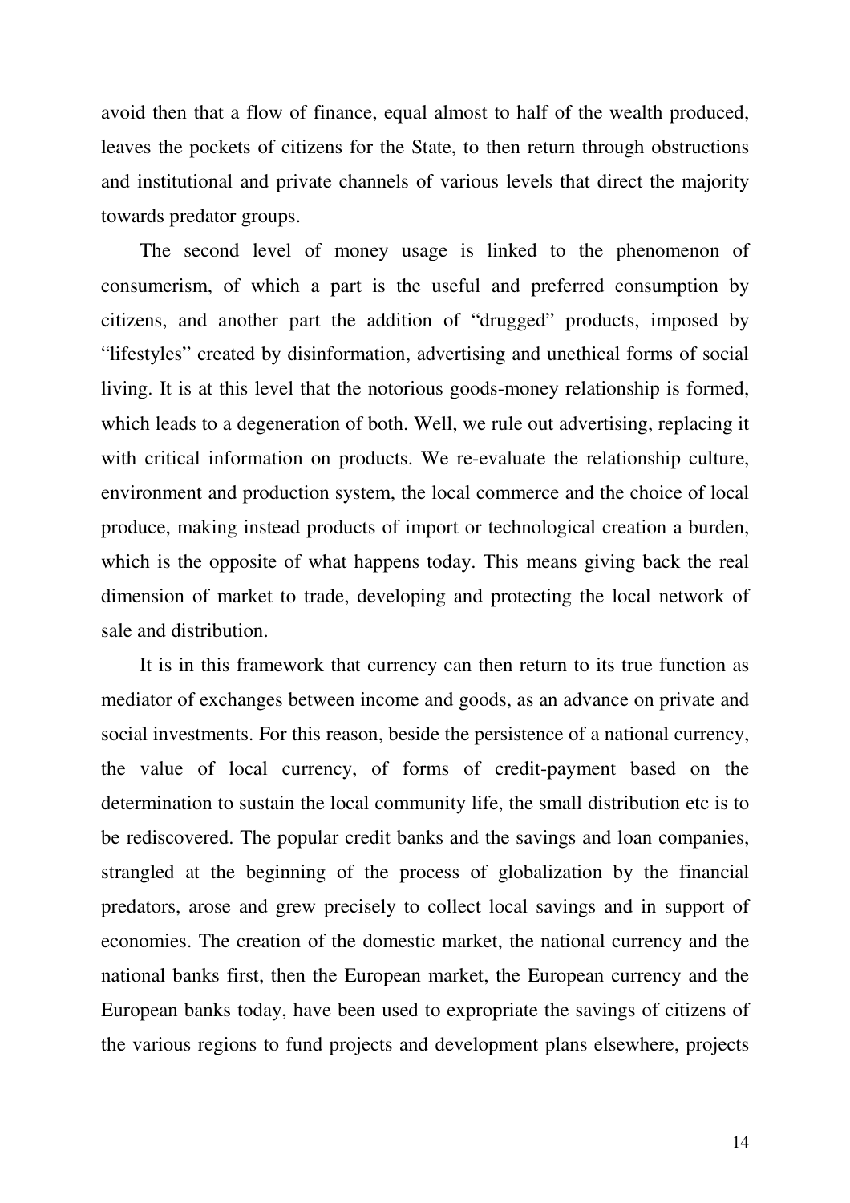avoid then that a flow of finance, equal almost to half of the wealth produced, leaves the pockets of citizens for the State, to then return through obstructions and institutional and private channels of various levels that direct the majority towards predator groups.

The second level of money usage is linked to the phenomenon of consumerism, of which a part is the useful and preferred consumption by citizens, and another part the addition of "drugged" products, imposed by "lifestyles" created by disinformation, advertising and unethical forms of social living. It is at this level that the notorious goods-money relationship is formed, which leads to a degeneration of both. Well, we rule out advertising, replacing it with critical information on products. We re-evaluate the relationship culture, environment and production system, the local commerce and the choice of local produce, making instead products of import or technological creation a burden, which is the opposite of what happens today. This means giving back the real dimension of market to trade, developing and protecting the local network of sale and distribution.

It is in this framework that currency can then return to its true function as mediator of exchanges between income and goods, as an advance on private and social investments. For this reason, beside the persistence of a national currency, the value of local currency, of forms of credit-payment based on the determination to sustain the local community life, the small distribution etc is to be rediscovered. The popular credit banks and the savings and loan companies, strangled at the beginning of the process of globalization by the financial predators, arose and grew precisely to collect local savings and in support of economies. The creation of the domestic market, the national currency and the national banks first, then the European market, the European currency and the European banks today, have been used to expropriate the savings of citizens of the various regions to fund projects and development plans elsewhere, projects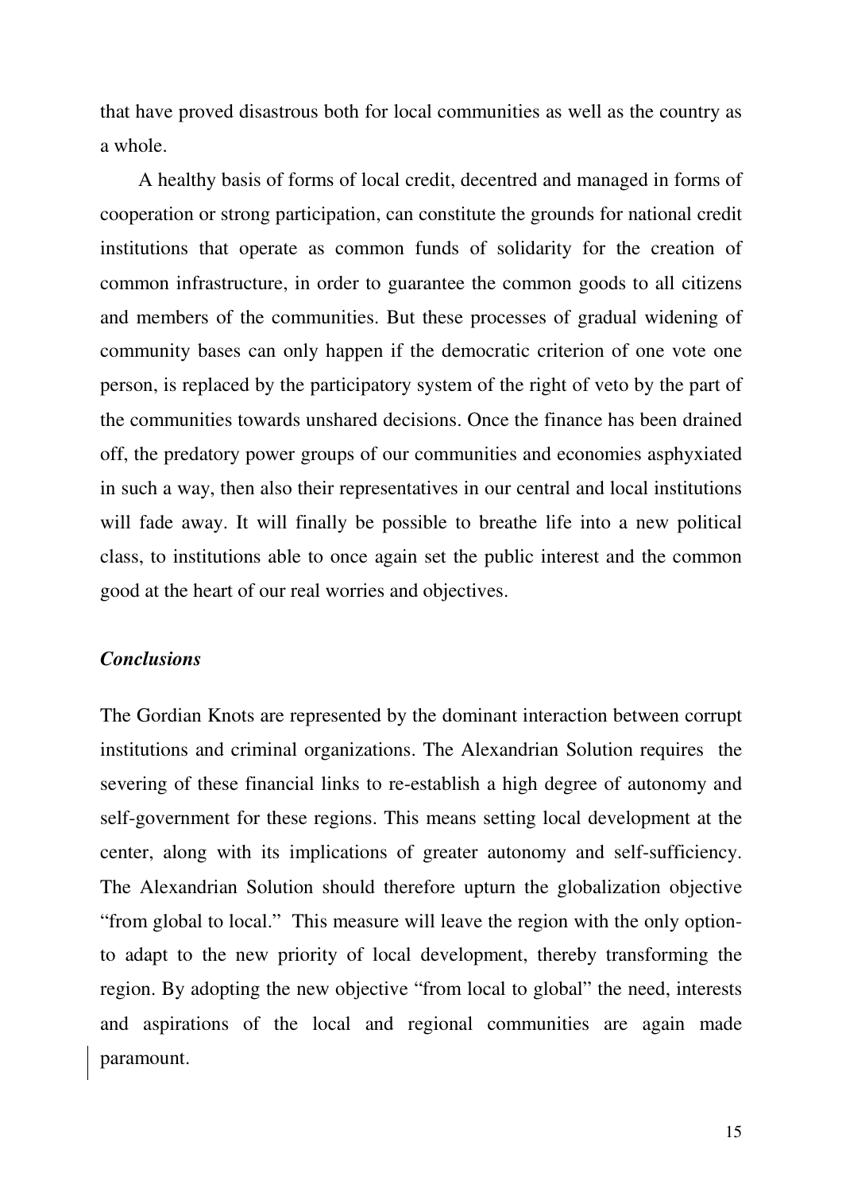that have proved disastrous both for local communities as well as the country as a whole.

A healthy basis of forms of local credit, decentred and managed in forms of cooperation or strong participation, can constitute the grounds for national credit institutions that operate as common funds of solidarity for the creation of common infrastructure, in order to guarantee the common goods to all citizens and members of the communities. But these processes of gradual widening of community bases can only happen if the democratic criterion of one vote one person, is replaced by the participatory system of the right of veto by the part of the communities towards unshared decisions. Once the finance has been drained off, the predatory power groups of our communities and economies asphyxiated in such a way, then also their representatives in our central and local institutions will fade away. It will finally be possible to breathe life into a new political class, to institutions able to once again set the public interest and the common good at the heart of our real worries and objectives.

### *Conclusions*

The Gordian Knots are represented by the dominant interaction between corrupt institutions and criminal organizations. The Alexandrian Solution requires the severing of these financial links to re-establish a high degree of autonomy and self-government for these regions. This means setting local development at the center, along with its implications of greater autonomy and self-sufficiency. The Alexandrian Solution should therefore upturn the globalization objective "from global to local." This measure will leave the region with the only option- to adapt to the new priority of local development, thereby transforming the region. By adopting the new objective "from local to global" the need, interests and aspirations of the local and regional communities are again made paramount.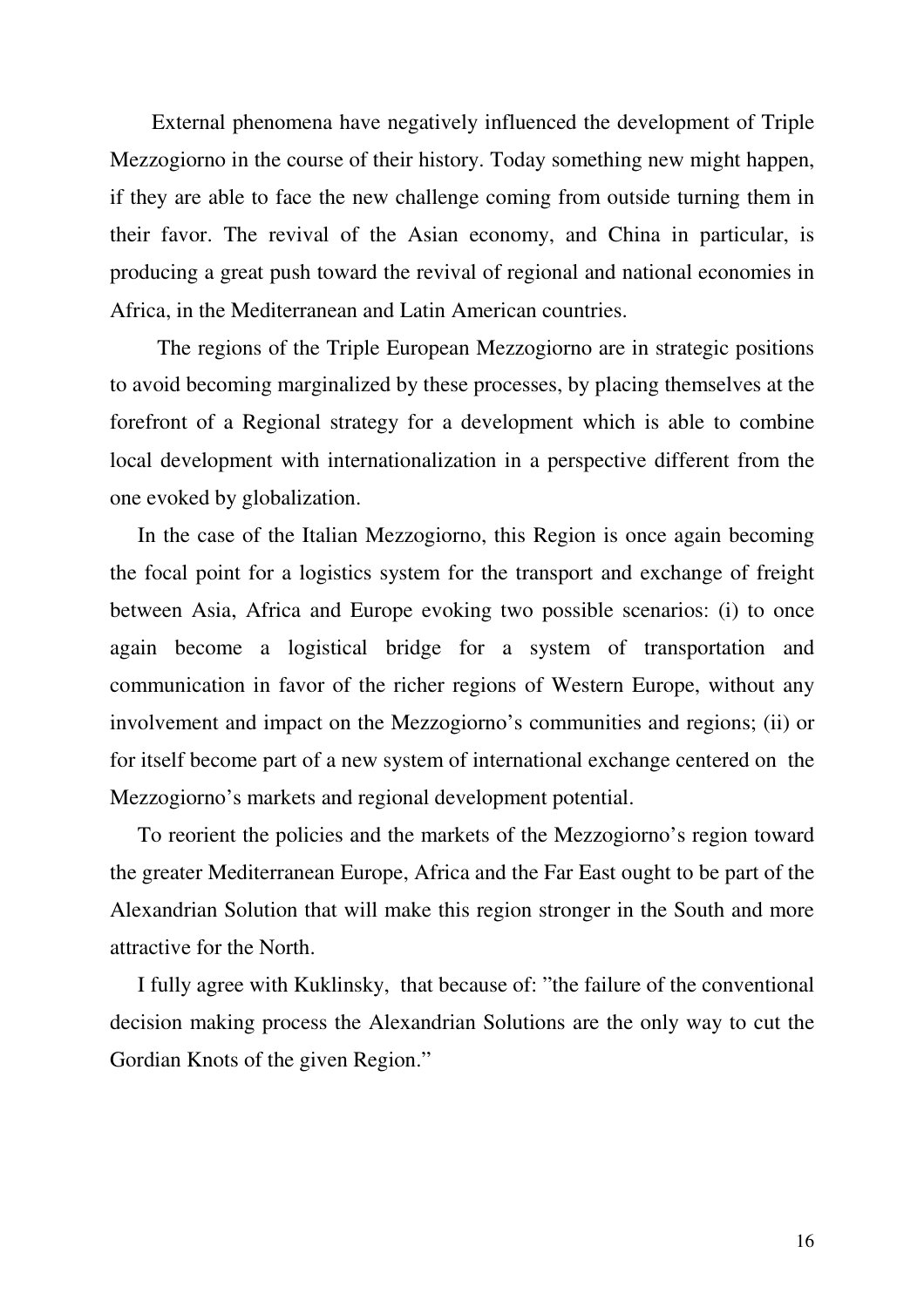External phenomena have negatively influenced the development of Triple Mezzogiorno in the course of their history. Today something new might happen, if they are able to face the new challenge coming from outside turning them in their favor. The revival of the Asian economy, and China in particular, is producing a great push toward the revival of regional and national economies in Africa, in the Mediterranean and Latin American countries.

The regions of the Triple European Mezzogiorno are in strategic positions to avoid becoming marginalized by these processes, by placing themselves at the forefront of a Regional strategy for a development which is able to combine local development with internationalization in a perspective different from the one evoked by globalization.

In the case of the Italian Mezzogiorno, this Region is once again becoming the focal point for a logistics system for the transport and exchange of freight between Asia, Africa and Europe evoking two possible scenarios: (i) to once again become a logistical bridge for a system of transportation and communication in favor of the richer regions of Western Europe, without any involvement and impact on the Mezzogiorno's communities and regions; (ii) or for itself become part of a new system of international exchange centered on the Mezzogiorno's markets and regional development potential.

To reorient the policies and the markets of the Mezzogiorno's region toward the greater Mediterranean Europe, Africa and the Far East ought to be part of the Alexandrian Solution that will make this region stronger in the South and more attractive for the North.

I fully agree with Kuklinsky, that because of: "the failure of the conventional decision making process the Alexandrian Solutions are the only way to cut the Gordian Knots of the given Region."